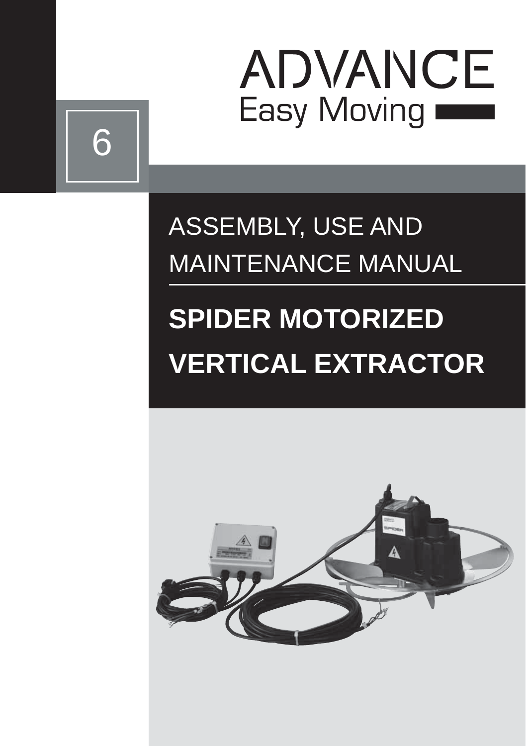# ADVANCE
Easy Moving

6

ASSEMBLY, USE AND MAINTENANCE MANUAL

## SPIDER MOTORIZED VERTICAL EXTRACTOR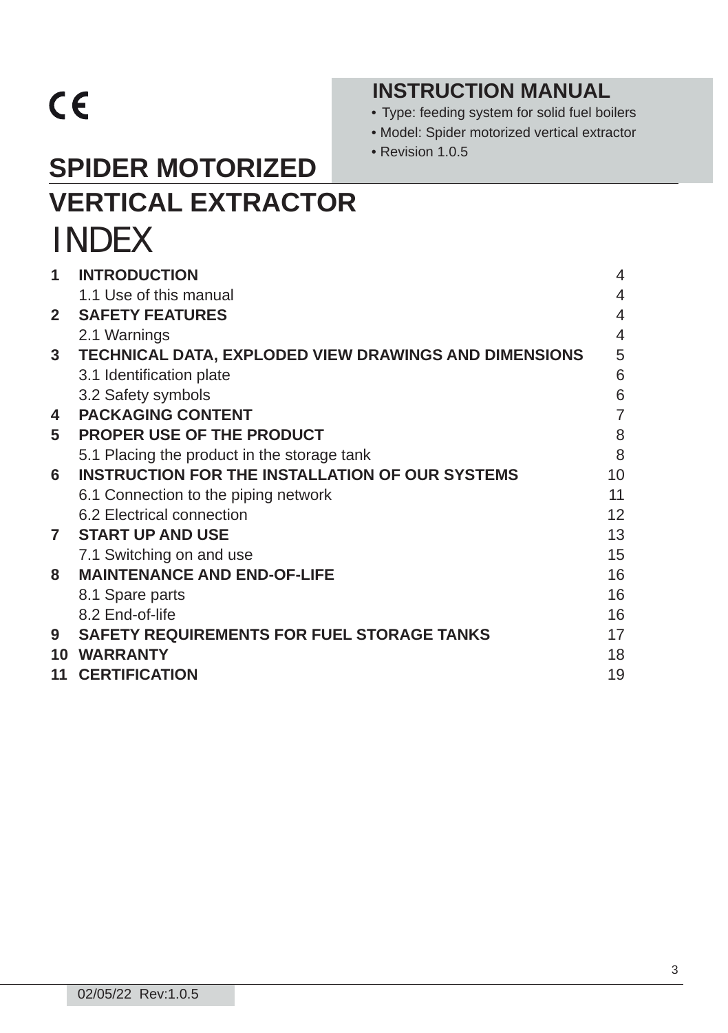CE

**INSTRUCTION MANUAL**

- Type: feeding system for solid fuel boilers
- Model: Spider motorized vertical extractor
- Revision 1.0.5

# SPIDER MOTORIZED VERTICAL EXTRACTOR

## INDEX

| | | |
|---|---|---|
| **1** | **INTRODUCTION** | 4 |
| | 1.1 Use of this manual | 4 |
| **2** | **SAFETY FEATURES** | 4 |
| | 2.1 Warnings | 4 |
| **3** | **TECHNICAL DATA, EXPLODED VIEW DRAWINGS AND DIMENSIONS** | 5 |
| | 3.1 Identification plate | 6 |
| | 3.2 Safety symbols | 6 |
| **4** | **PACKAGING CONTENT** | 7 |
| **5** | **PROPER USE OF THE PRODUCT** | 8 |
| | 5.1 Placing the product in the storage tank | 8 |
| **6** | **INSTRUCTION FOR THE INSTALLATION OF OUR SYSTEMS** | 10 |
| | 6.1 Connection to the piping network | 11 |
| | 6.2 Electrical connection | 12 |
| **7** | **START UP AND USE** | 13 |
| | 7.1 Switching on and use | 15 |
| **8** | **MAINTENANCE AND END-OF-LIFE** | 16 |
| | 8.1 Spare parts | 16 |
| | 8.2 End-of-life | 16 |
| **9** | **SAFETY REQUIREMENTS FOR FUEL STORAGE TANKS** | 17 |
| **10** | **WARRANTY** | 18 |
| **11** | **CERTIFICATION** | 19 |

02/05/22 Rev:1.0.5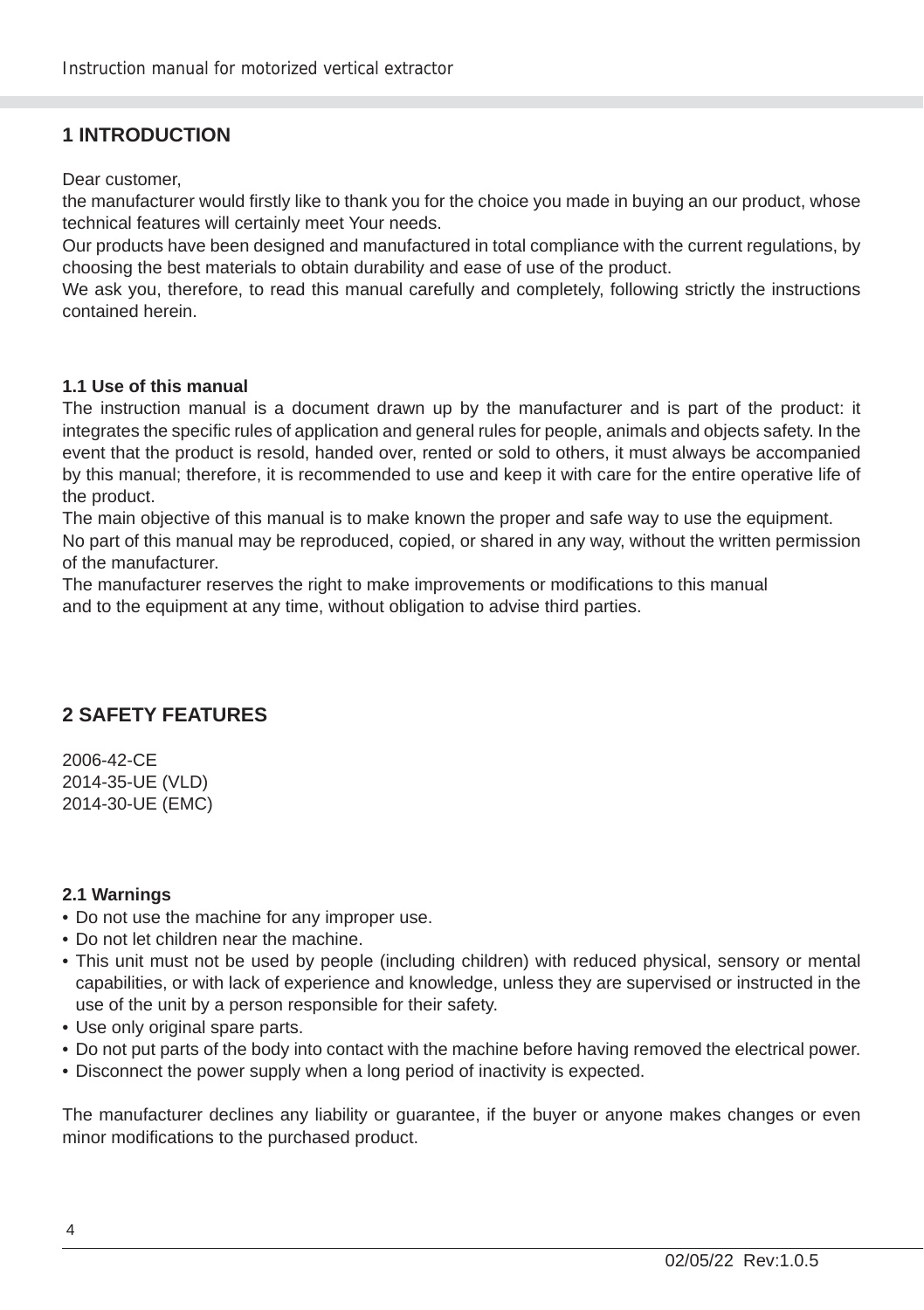## 1 INTRODUCTION

Dear customer,
the manufacturer would firstly like to thank you for the choice you made in buying an our product, whose technical features will certainly meet Your needs.
Our products have been designed and manufactured in total compliance with the current regulations, by choosing the best materials to obtain durability and ease of use of the product.
We ask you, therefore, to read this manual carefully and completely, following strictly the instructions contained herein.

### 1.1 Use of this manual

The instruction manual is a document drawn up by the manufacturer and is part of the product: it integrates the specific rules of application and general rules for people, animals and objects safety. In the event that the product is resold, handed over, rented or sold to others, it must always be accompanied by this manual; therefore, it is recommended to use and keep it with care for the entire operative life of the product.
The main objective of this manual is to make known the proper and safe way to use the equipment.
No part of this manual may be reproduced, copied, or shared in any way, without the written permission of the manufacturer.
The manufacturer reserves the right to make improvements or modifications to this manual
and to the equipment at any time, without obligation to advise third parties.

## 2 SAFETY FEATURES

2006-42-CE
2014-35-UE (VLD)
2014-30-UE (EMC)

### 2.1 Warnings

- Do not use the machine for any improper use.
- Do not let children near the machine.
- This unit must not be used by people (including children) with reduced physical, sensory or mental capabilities, or with lack of experience and knowledge, unless they are supervised or instructed in the use of the unit by a person responsible for their safety.
- Use only original spare parts.
- Do not put parts of the body into contact with the machine before having removed the electrical power.
- Disconnect the power supply when a long period of inactivity is expected.

The manufacturer declines any liability or guarantee, if the buyer or anyone makes changes or even minor modifications to the purchased product.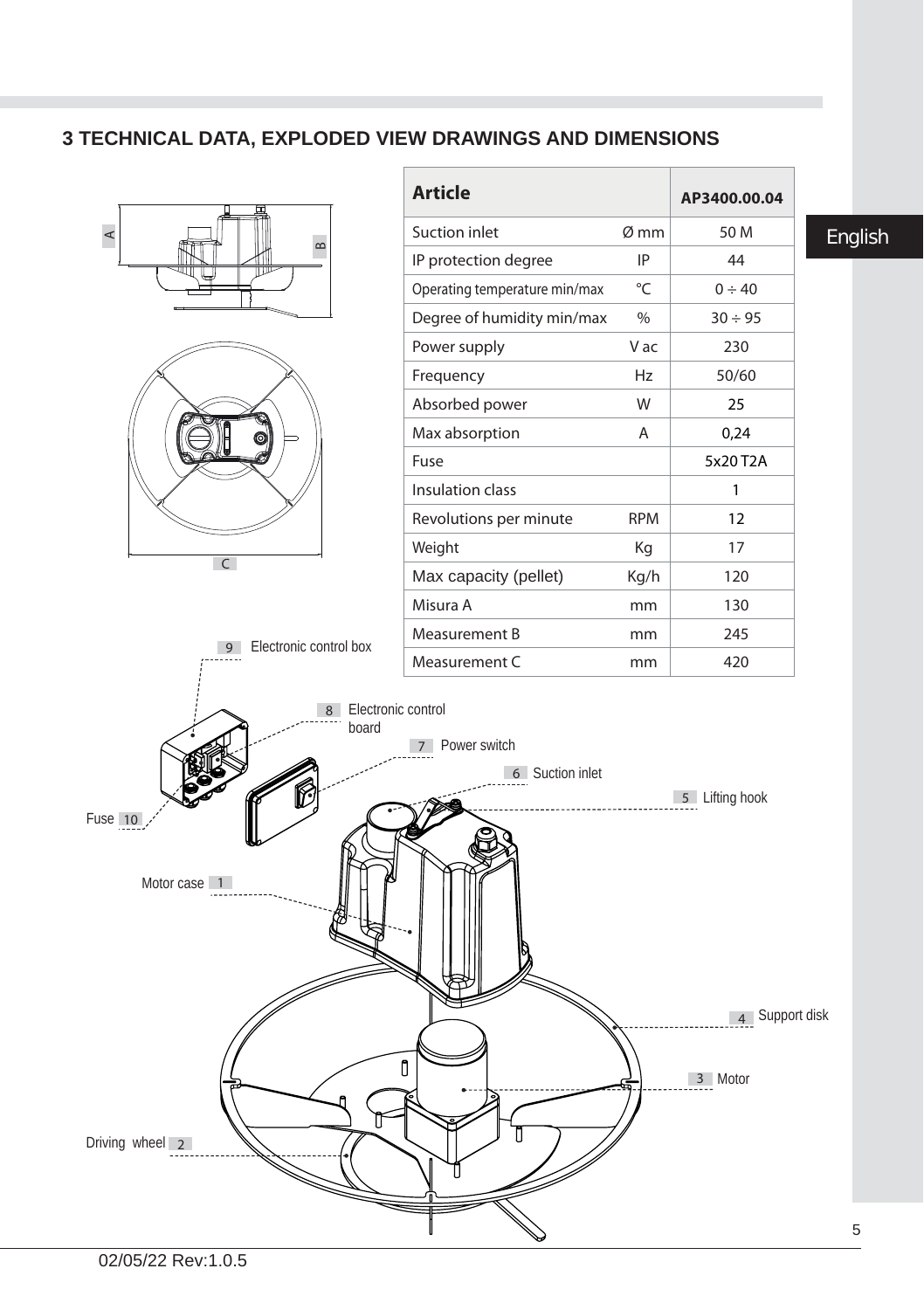# 3 TECHNICAL DATA, EXPLODED VIEW DRAWINGS AND DIMENSIONS

| Article | | AP3400.00.04 |
|---|---|---|
| Suction inlet | Ø mm | 50 M |
| IP protection degree | IP | 44 |
| Operating temperature min/max | °C | 0 ÷ 40 |
| Degree of humidity min/max | % | 30 ÷ 95 |
| Power supply | V ac | 230 |
| Frequency | Hz | 50/60 |
| Absorbed power | W | 25 |
| Max absorption | A | 0,24 |
| Fuse | | 5x20 T2A |
| Insulation class | | 1 |
| Revolutions per minute | RPM | 12 |
| Weight | Kg | 17 |
| Max capacity (pellet) | Kg/h | 120 |
| Misura A | mm | 130 |
| Measurement B | mm | 245 |
| Measurement C | mm | 420 |

1. Motor case
2. Driving wheel
3. Motor
4. Support disk
5. Lifting hook
6. Suction inlet
7. Power switch
8. Electronic control board
9. Electronic control box
10. Fuse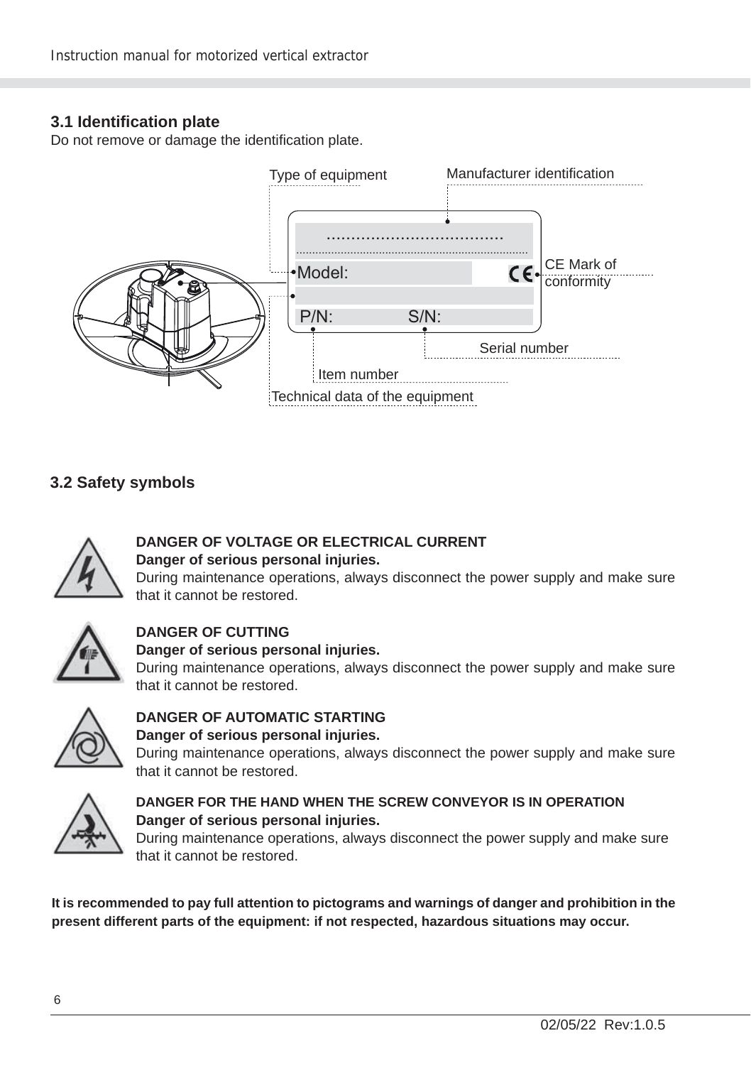## 3.1 Identification plate

Do not remove or damage the identification plate.

Type of equipment

Manufacturer identification

Model:

CE Mark of conformity

P/N: S/N:

Serial number

Item number

Technical data of the equipment

## 3.2 Safety symbols

**DANGER OF VOLTAGE OR ELECTRICAL CURRENT**
**Danger of serious personal injuries.**
During maintenance operations, always disconnect the power supply and make sure that it cannot be restored.

**DANGER OF CUTTING**
**Danger of serious personal injuries.**
During maintenance operations, always disconnect the power supply and make sure that it cannot be restored.

**DANGER OF AUTOMATIC STARTING**
**Danger of serious personal injuries.**
During maintenance operations, always disconnect the power supply and make sure that it cannot be restored.

**DANGER FOR THE HAND WHEN THE SCREW CONVEYOR IS IN OPERATION**
**Danger of serious personal injuries.**
During maintenance operations, always disconnect the power supply and make sure that it cannot be restored.

**It is recommended to pay full attention to pictograms and warnings of danger and prohibition in the present different parts of the equipment: if not respected, hazardous situations may occur.**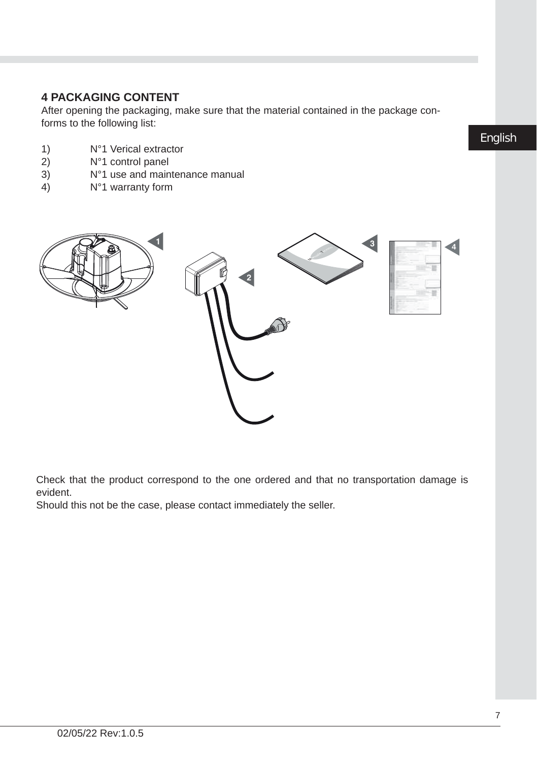## 4 PACKAGING CONTENT

After opening the packaging, make sure that the material contained in the package conforms to the following list:

1) N°1 Verical extractor
2) N°1 control panel
3) N°1 use and maintenance manual
4) N°1 warranty form

Check that the product correspond to the one ordered and that no transportation damage is evident.
Should this not be the case, please contact immediately the seller.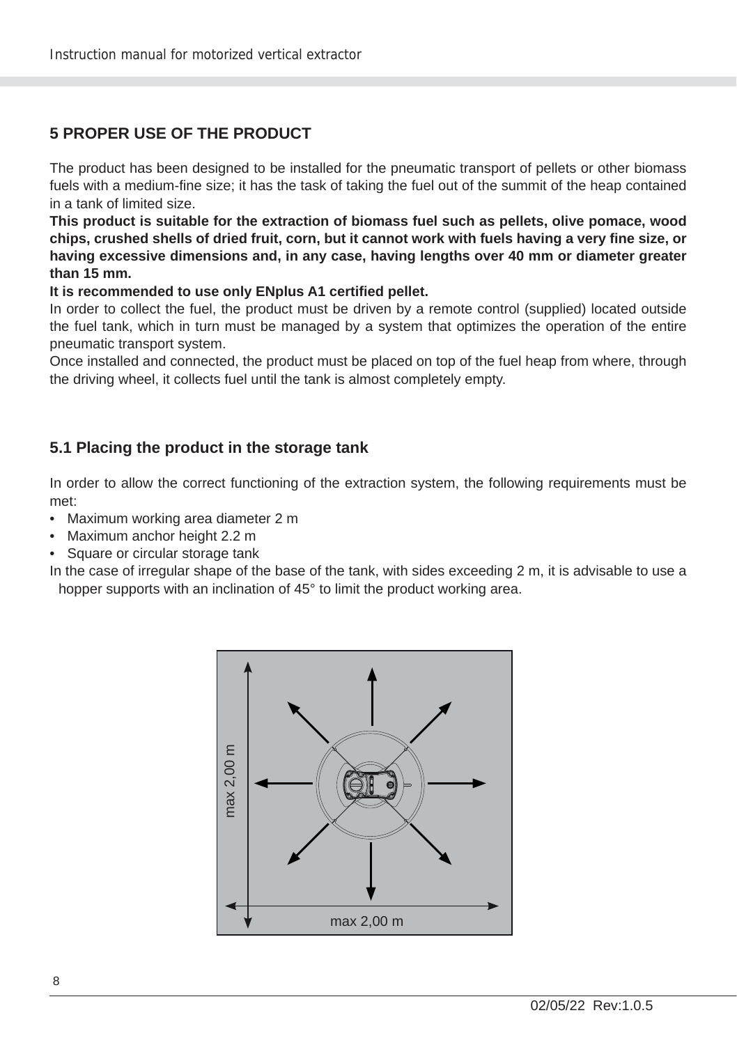## 5 PROPER USE OF THE PRODUCT

The product has been designed to be installed for the pneumatic transport of pellets or other biomass fuels with a medium-fine size; it has the task of taking the fuel out of the summit of the heap contained in a tank of limited size.

**This product is suitable for the extraction of biomass fuel such as pellets, olive pomace, wood chips, crushed shells of dried fruit, corn, but it cannot work with fuels having a very fine size, or having excessive dimensions and, in any case, having lengths over 40 mm or diameter greater than 15 mm.**

**It is recommended to use only ENplus A1 certified pellet.**

In order to collect the fuel, the product must be driven by a remote control (supplied) located outside the fuel tank, which in turn must be managed by a system that optimizes the operation of the entire pneumatic transport system.

Once installed and connected, the product must be placed on top of the fuel heap from where, through the driving wheel, it collects fuel until the tank is almost completely empty.

### 5.1 Placing the product in the storage tank

In order to allow the correct functioning of the extraction system, the following requirements must be met:

- Maximum working area diameter 2 m
- Maximum anchor height 2.2 m
- Square or circular storage tank

In the case of irregular shape of the base of the tank, with sides exceeding 2 m, it is advisable to use a hopper supports with an inclination of 45° to limit the product working area.

max 2,00 m

max 2,00 m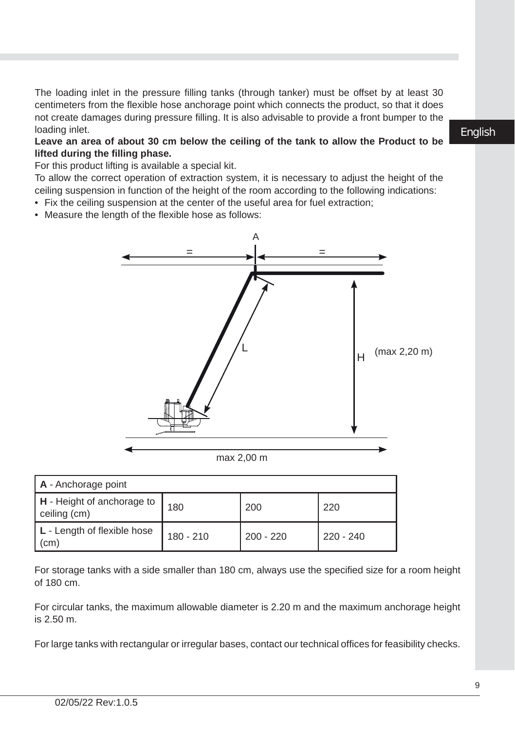The loading inlet in the pressure filling tanks (through tanker) must be offset by at least 30 centimeters from the flexible hose anchorage point which connects the product, so that it does not create damages during pressure filling. It is also advisable to provide a front bumper to the loading inlet.

**Leave an area of about 30 cm below the ceiling of the tank to allow the Product to be lifted during the filling phase.**

For this product lifting is available a special kit.

To allow the correct operation of extraction system, it is necessary to adjust the height of the ceiling suspension in function of the height of the room according to the following indications:

- Fix the ceiling suspension at the center of the useful area for fuel extraction;
- Measure the length of the flexible hose as follows:

A

= =

L

H (max 2,20 m)

max 2,00 m

| **A** - Anchorage point | | | |
|---|---|---|---|
| **H** - Height of anchorage to ceiling (cm) | 180 | 200 | 220 |
| **L** - Length of flexible hose (cm) | 180 - 210 | 200 - 220 | 220 - 240 |

For storage tanks with a side smaller than 180 cm, always use the specified size for a room height of 180 cm.

For circular tanks, the maximum allowable diameter is 2.20 m and the maximum anchorage height is 2.50 m.

For large tanks with rectangular or irregular bases, contact our technical offices for feasibility checks.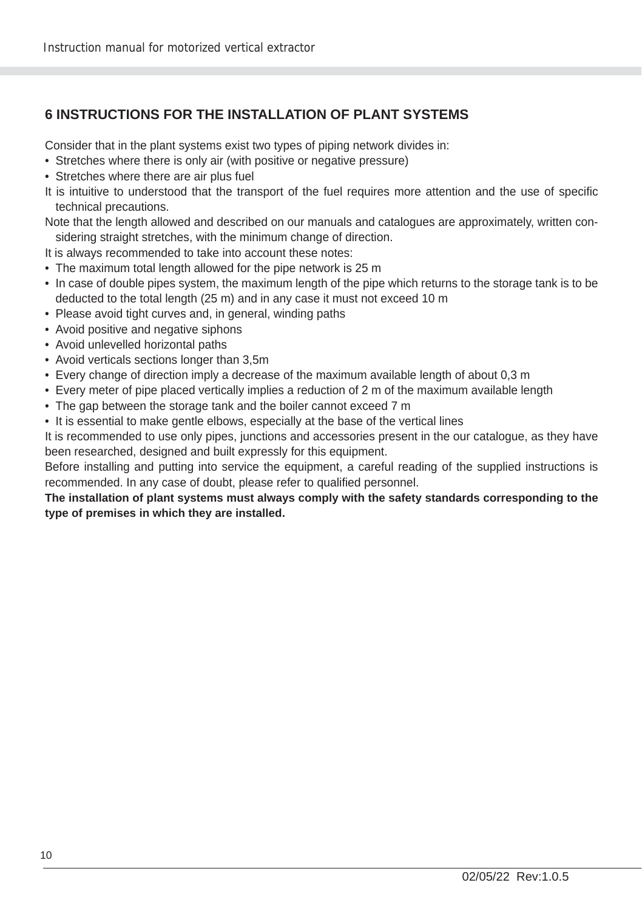## 6 INSTRUCTIONS FOR THE INSTALLATION OF PLANT SYSTEMS

Consider that in the plant systems exist two types of piping network divides in:

- Stretches where there is only air (with positive or negative pressure)
- Stretches where there are air plus fuel

It is intuitive to understood that the transport of the fuel requires more attention and the use of specific technical precautions.

Note that the length allowed and described on our manuals and catalogues are approximately, written considering straight stretches, with the minimum change of direction.

It is always recommended to take into account these notes:

- The maximum total length allowed for the pipe network is 25 m
- In case of double pipes system, the maximum length of the pipe which returns to the storage tank is to be deducted to the total length (25 m) and in any case it must not exceed 10 m
- Please avoid tight curves and, in general, winding paths
- Avoid positive and negative siphons
- Avoid unlevelled horizontal paths
- Avoid verticals sections longer than 3,5m
- Every change of direction imply a decrease of the maximum available length of about 0,3 m
- Every meter of pipe placed vertically implies a reduction of 2 m of the maximum available length
- The gap between the storage tank and the boiler cannot exceed 7 m
- It is essential to make gentle elbows, especially at the base of the vertical lines

It is recommended to use only pipes, junctions and accessories present in the our catalogue, as they have been researched, designed and built expressly for this equipment.

Before installing and putting into service the equipment, a careful reading of the supplied instructions is recommended. In any case of doubt, please refer to qualified personnel.

**The installation of plant systems must always comply with the safety standards corresponding to the type of premises in which they are installed.**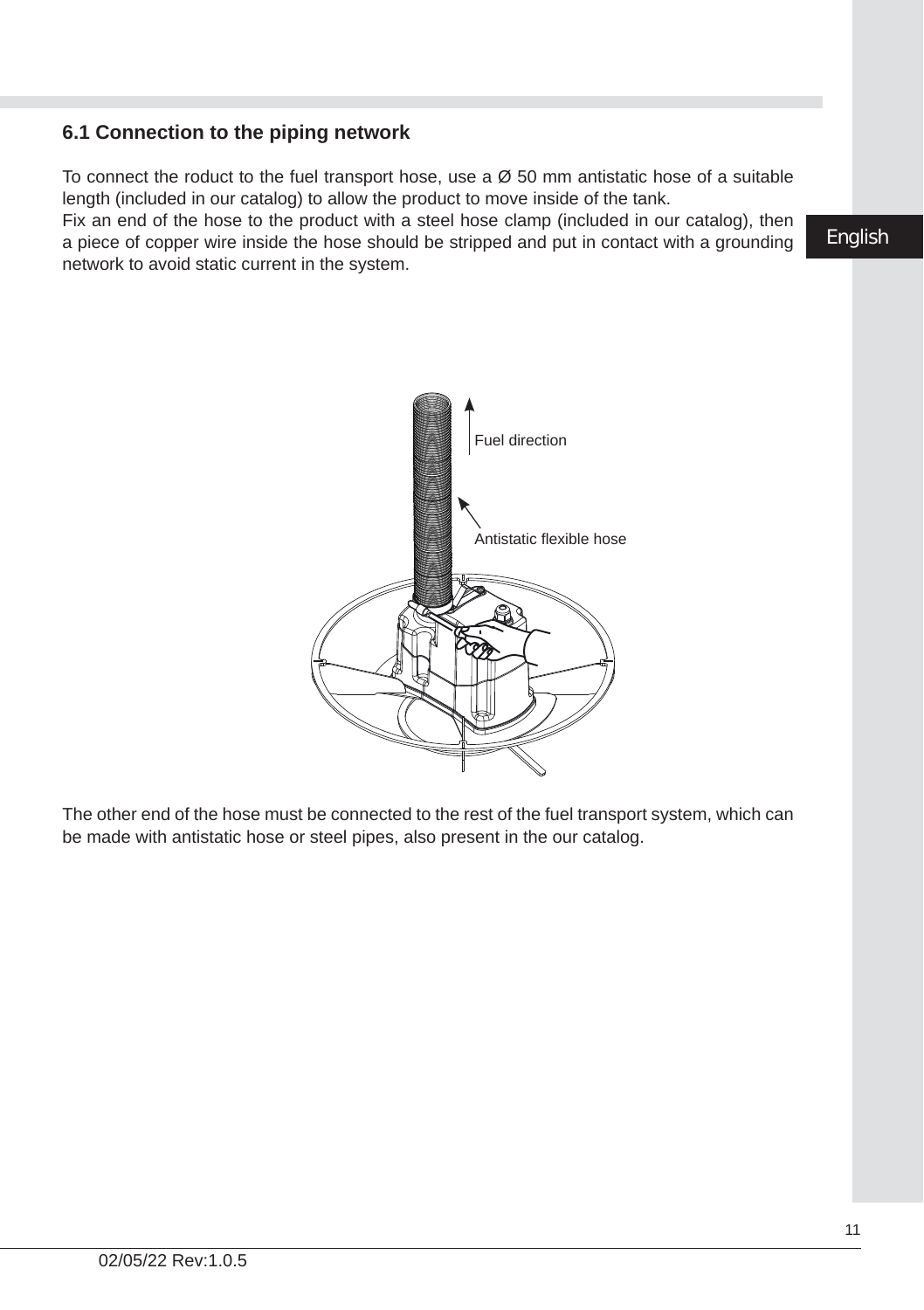## 6.1 Connection to the piping network

To connect the roduct to the fuel transport hose, use a Ø 50 mm antistatic hose of a suitable length (included in our catalog) to allow the product to move inside of the tank.
Fix an end of the hose to the product with a steel hose clamp (included in our catalog), then a piece of copper wire inside the hose should be stripped and put in contact with a grounding network to avoid static current in the system.

Fuel direction

Antistatic flexible hose

The other end of the hose must be connected to the rest of the fuel transport system, which can be made with antistatic hose or steel pipes, also present in the our catalog.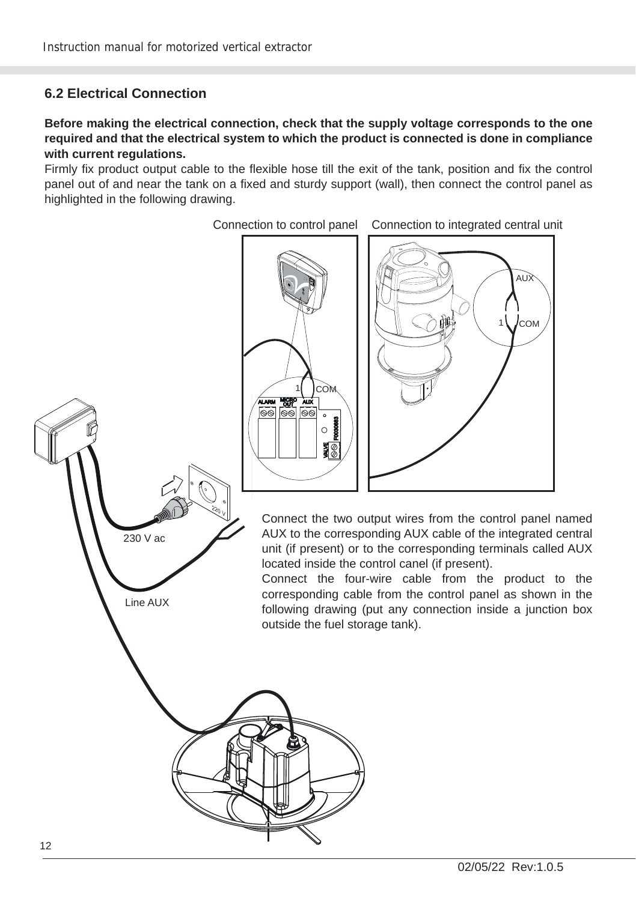## 6.2 Electrical Connection

**Before making the electrical connection, check that the supply voltage corresponds to the one required and that the electrical system to which the product is connected is done in compliance with current regulations.**

Firmly fix product output cable to the flexible hose till the exit of the tank, position and fix the control panel out of and near the tank on a fixed and sturdy support (wall), then connect the control panel as highlighted in the following drawing.

Connection to control panel    Connection to integrated central unit

Connect the two output wires from the control panel named AUX to the corresponding AUX cable of the integrated central unit (if present) or to the corresponding terminals called AUX located inside the control canel (if present).

Connect the four-wire cable from the product to the corresponding cable from the control panel as shown in the following drawing (put any connection inside a junction box outside the fuel storage tank).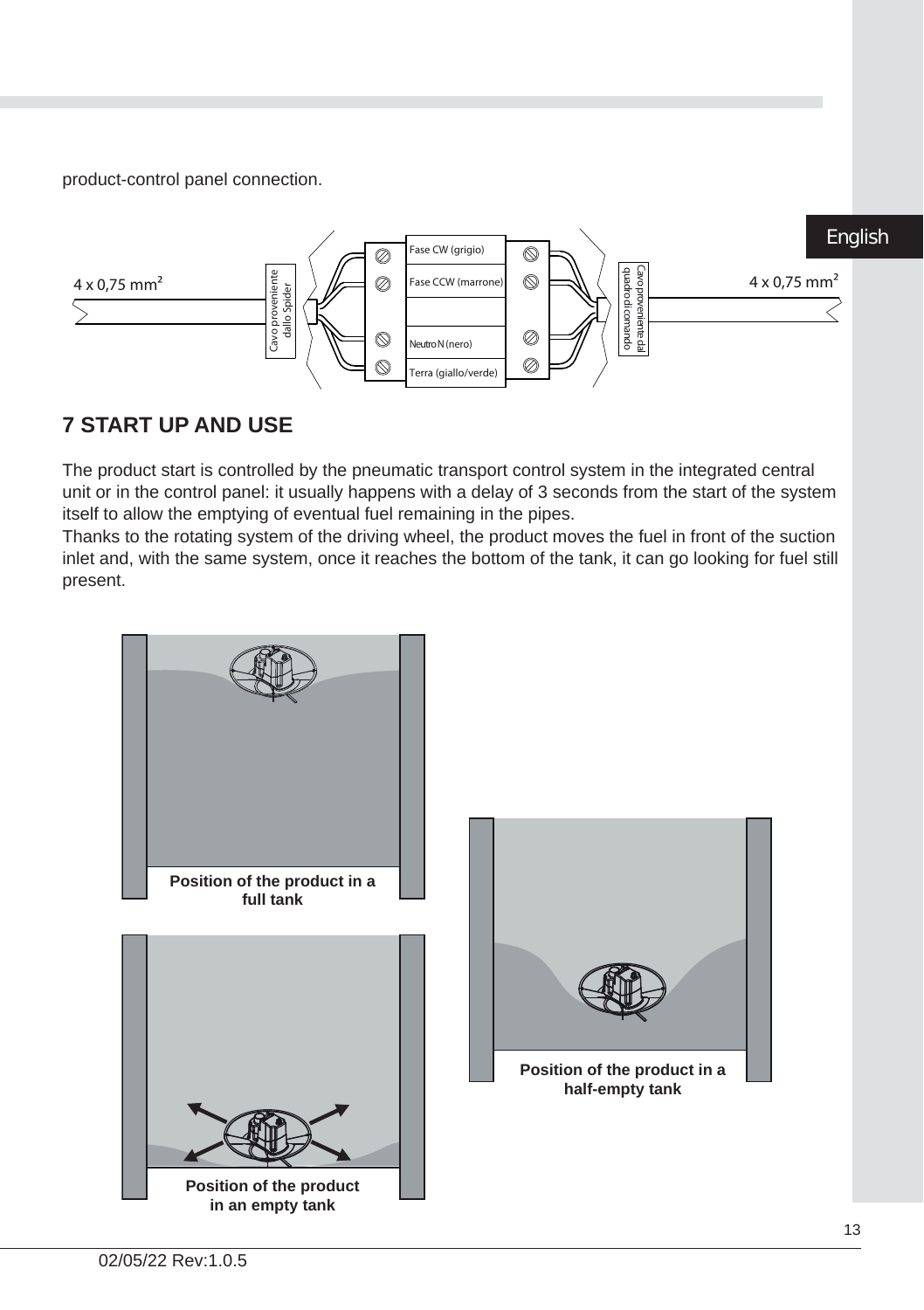product-control panel connection.

4 x 0,75 mm²

Cavo proveniente dallo Spider

Fase CW (grigio)

Fase CCW (marrone)

Neutro N (nero)

Terra (giallo/verde)

Cavo proveniente dal quadro di comando

4 x 0,75 mm²

## 7 START UP AND USE

The product start is controlled by the pneumatic transport control system in the integrated central unit or in the control panel: it usually happens with a delay of 3 seconds from the start of the system itself to allow the emptying of eventual fuel remaining in the pipes.
Thanks to the rotating system of the driving wheel, the product moves the fuel in front of the suction inlet and, with the same system, once it reaches the bottom of the tank, it can go looking for fuel still present.

**Position of the product in a full tank**

**Position of the product in a half-empty tank**

**Position of the product in an empty tank**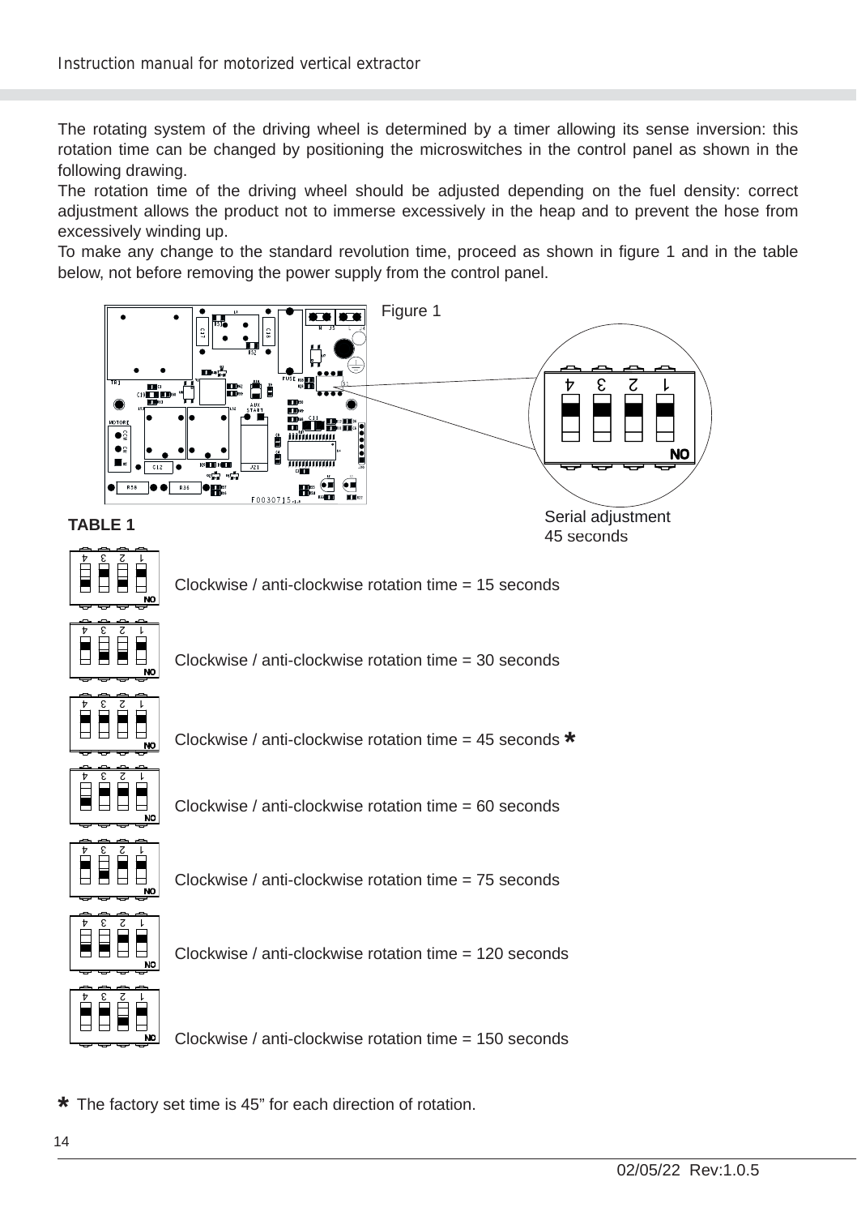The rotating system of the driving wheel is determined by a timer allowing its sense inversion: this rotation time can be changed by positioning the microswitches in the control panel as shown in the following drawing.

The rotation time of the driving wheel should be adjusted depending on the fuel density: correct adjustment allows the product not to immerse excessively in the heap and to prevent the hose from excessively winding up.

To make any change to the standard revolution time, proceed as shown in figure 1 and in the table below, not before removing the power supply from the control panel.

Figure 1

Serial adjustment 45 seconds

**TABLE 1**

Clockwise / anti-clockwise rotation time = 15 seconds

Clockwise / anti-clockwise rotation time = 30 seconds

Clockwise / anti-clockwise rotation time = 45 seconds *

Clockwise / anti-clockwise rotation time = 60 seconds

Clockwise / anti-clockwise rotation time = 75 seconds

Clockwise / anti-clockwise rotation time = 120 seconds

Clockwise / anti-clockwise rotation time = 150 seconds

* The factory set time is 45” for each direction of rotation.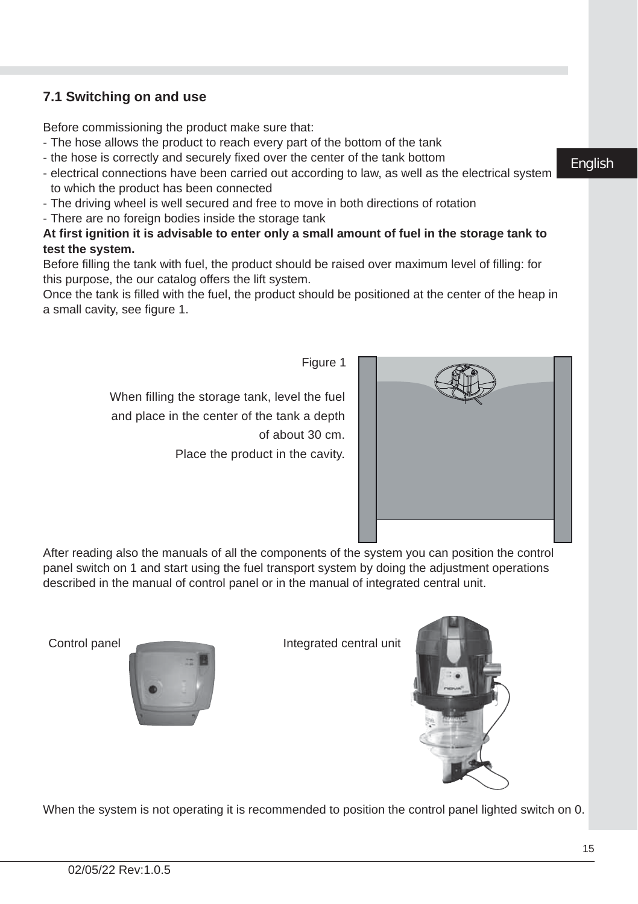## 7.1 Switching on and use

Before commissioning the product make sure that:

- The hose allows the product to reach every part of the bottom of the tank
- the hose is correctly and securely fixed over the center of the tank bottom
- electrical connections have been carried out according to law, as well as the electrical system to which the product has been connected
- The driving wheel is well secured and free to move in both directions of rotation
- There are no foreign bodies inside the storage tank

**At first ignition it is advisable to enter only a small amount of fuel in the storage tank to test the system.**

Before filling the tank with fuel, the product should be raised over maximum level of filling: for this purpose, the our catalog offers the lift system.

Once the tank is filled with the fuel, the product should be positioned at the center of the heap in a small cavity, see figure 1.

Figure 1

When filling the storage tank, level the fuel and place in the center of the tank a depth of about 30 cm.
Place the product in the cavity.

After reading also the manuals of all the components of the system you can position the control panel switch on 1 and start using the fuel transport system by doing the adjustment operations described in the manual of control panel or in the manual of integrated central unit.

Control panel

Integrated central unit

When the system is not operating it is recommended to position the control panel lighted switch on 0.

02/05/22 Rev:1.0.5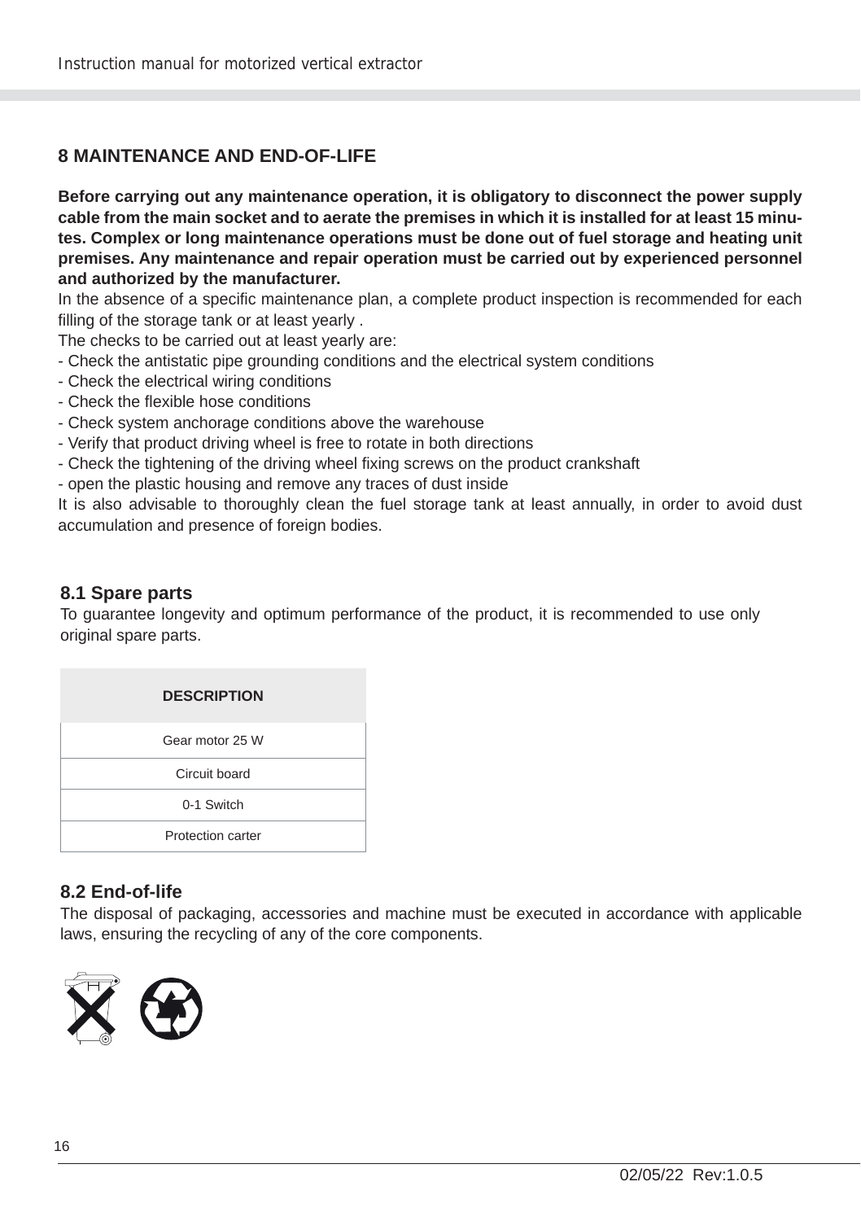## 8 MAINTENANCE AND END-OF-LIFE

**Before carrying out any maintenance operation, it is obligatory to disconnect the power supply cable from the main socket and to aerate the premises in which it is installed for at least 15 minutes. Complex or long maintenance operations must be done out of fuel storage and heating unit premises. Any maintenance and repair operation must be carried out by experienced personnel and authorized by the manufacturer.**

In the absence of a specific maintenance plan, a complete product inspection is recommended for each filling of the storage tank or at least yearly .

The checks to be carried out at least yearly are:

- Check the antistatic pipe grounding conditions and the electrical system conditions
- Check the electrical wiring conditions
- Check the flexible hose conditions
- Check system anchorage conditions above the warehouse
- Verify that product driving wheel is free to rotate in both directions
- Check the tightening of the driving wheel fixing screws on the product crankshaft
- open the plastic housing and remove any traces of dust inside

It is also advisable to thoroughly clean the fuel storage tank at least annually, in order to avoid dust accumulation and presence of foreign bodies.

### 8.1 Spare parts

To guarantee longevity and optimum performance of the product, it is recommended to use only original spare parts.

| DESCRIPTION |
|---|
| Gear motor 25 W |
| Circuit board |
| 0-1 Switch |
| Protection carter |

### 8.2 End-of-life

The disposal of packaging, accessories and machine must be executed in accordance with applicable laws, ensuring the recycling of any of the core components.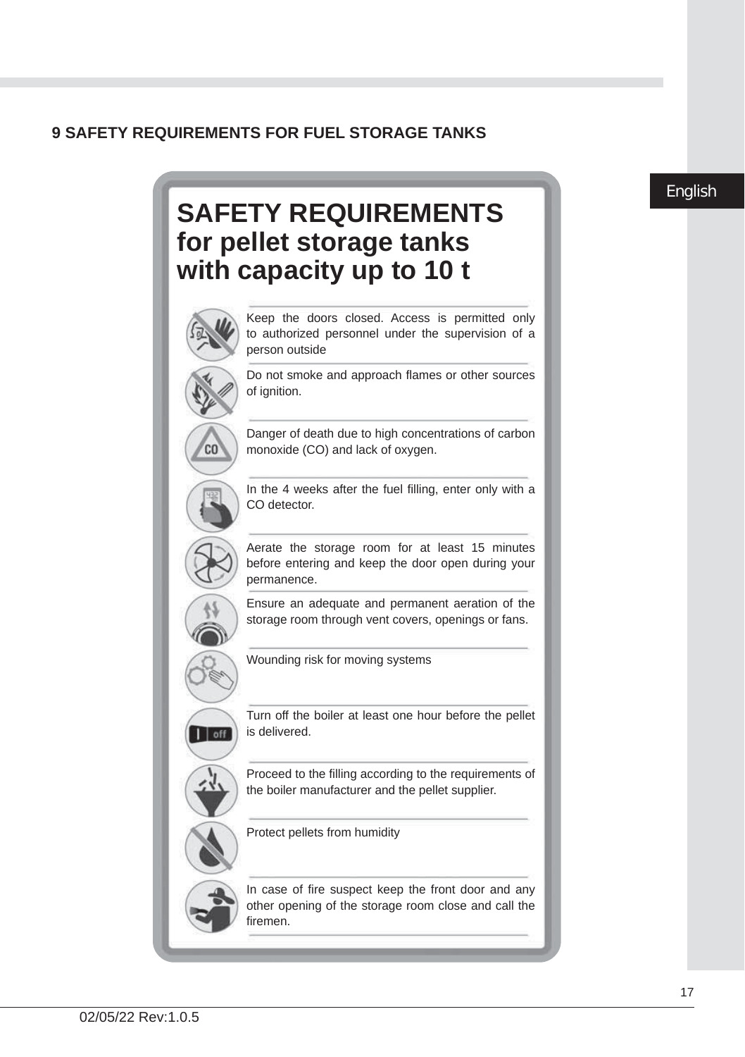## 9 SAFETY REQUIREMENTS FOR FUEL STORAGE TANKS

# SAFETY REQUIREMENTS for pellet storage tanks with capacity up to 10 t

- Keep the doors closed. Access is permitted only to authorized personnel under the supervision of a person outside
- Do not smoke and approach flames or other sources of ignition.
- Danger of death due to high concentrations of carbon monoxide (CO) and lack of oxygen.
- In the 4 weeks after the fuel filling, enter only with a CO detector.
- Aerate the storage room for at least 15 minutes before entering and keep the door open during your permanence.
- Ensure an adequate and permanent aeration of the storage room through vent covers, openings or fans.
- Wounding risk for moving systems
- Turn off the boiler at least one hour before the pellet is delivered.
- Proceed to the filling according to the requirements of the boiler manufacturer and the pellet supplier.
- Protect pellets from humidity
- In case of fire suspect keep the front door and any other opening of the storage room close and call the firemen.

02/05/22 Rev:1.0.5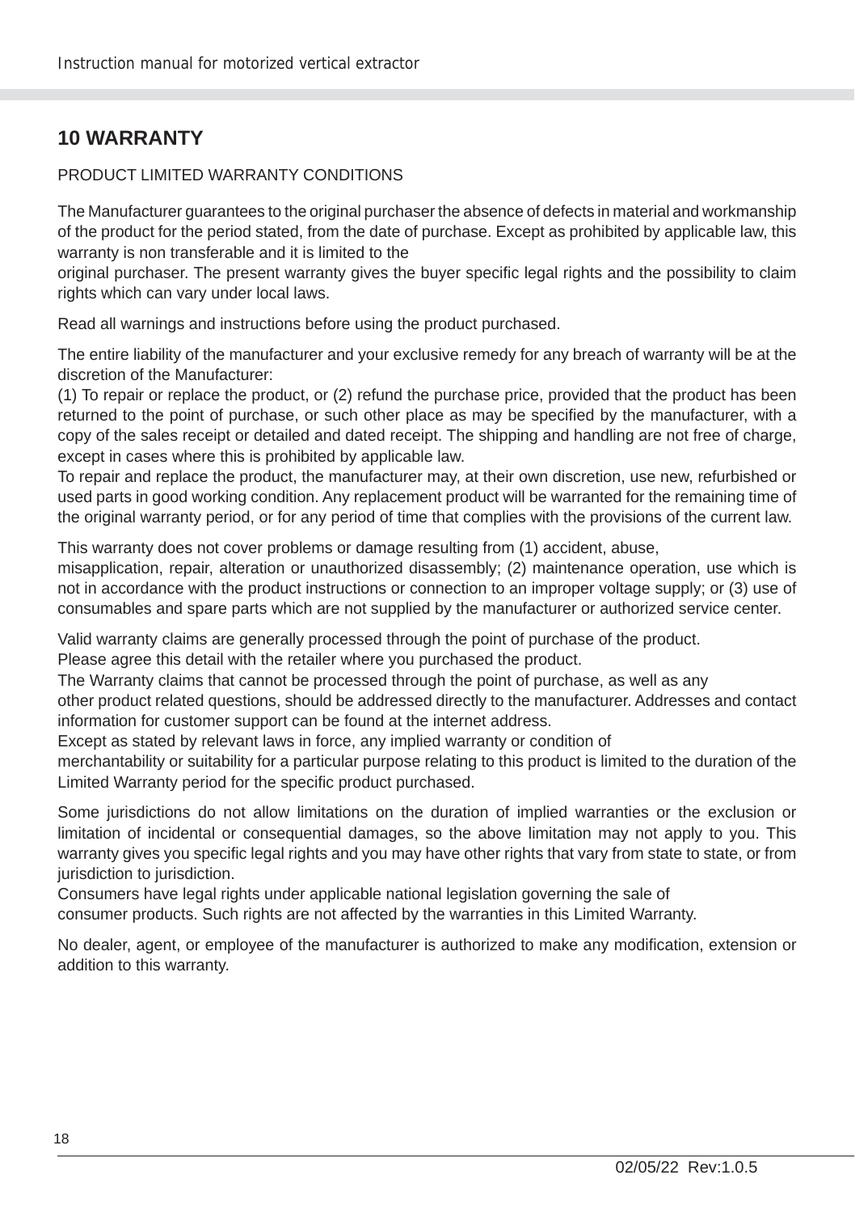## 10 WARRANTY

PRODUCT LIMITED WARRANTY CONDITIONS

The Manufacturer guarantees to the original purchaser the absence of defects in material and workmanship of the product for the period stated, from the date of purchase. Except as prohibited by applicable law, this warranty is non transferable and it is limited to the original purchaser. The present warranty gives the buyer specific legal rights and the possibility to claim rights which can vary under local laws.

Read all warnings and instructions before using the product purchased.

The entire liability of the manufacturer and your exclusive remedy for any breach of warranty will be at the discretion of the Manufacturer:
(1) To repair or replace the product, or (2) refund the purchase price, provided that the product has been returned to the point of purchase, or such other place as may be specified by the manufacturer, with a copy of the sales receipt or detailed and dated receipt. The shipping and handling are not free of charge, except in cases where this is prohibited by applicable law.
To repair and replace the product, the manufacturer may, at their own discretion, use new, refurbished or used parts in good working condition. Any replacement product will be warranted for the remaining time of the original warranty period, or for any period of time that complies with the provisions of the current law.

This warranty does not cover problems or damage resulting from (1) accident, abuse, misapplication, repair, alteration or unauthorized disassembly; (2) maintenance operation, use which is not in accordance with the product instructions or connection to an improper voltage supply; or (3) use of consumables and spare parts which are not supplied by the manufacturer or authorized service center.

Valid warranty claims are generally processed through the point of purchase of the product.
Please agree this detail with the retailer where you purchased the product.
The Warranty claims that cannot be processed through the point of purchase, as well as any other product related questions, should be addressed directly to the manufacturer. Addresses and contact information for customer support can be found at the internet address.
Except as stated by relevant laws in force, any implied warranty or condition of merchantability or suitability for a particular purpose relating to this product is limited to the duration of the Limited Warranty period for the specific product purchased.

Some jurisdictions do not allow limitations on the duration of implied warranties or the exclusion or limitation of incidental or consequential damages, so the above limitation may not apply to you. This warranty gives you specific legal rights and you may have other rights that vary from state to state, or from jurisdiction to jurisdiction.
Consumers have legal rights under applicable national legislation governing the sale of consumer products. Such rights are not affected by the warranties in this Limited Warranty.

No dealer, agent, or employee of the manufacturer is authorized to make any modification, extension or addition to this warranty.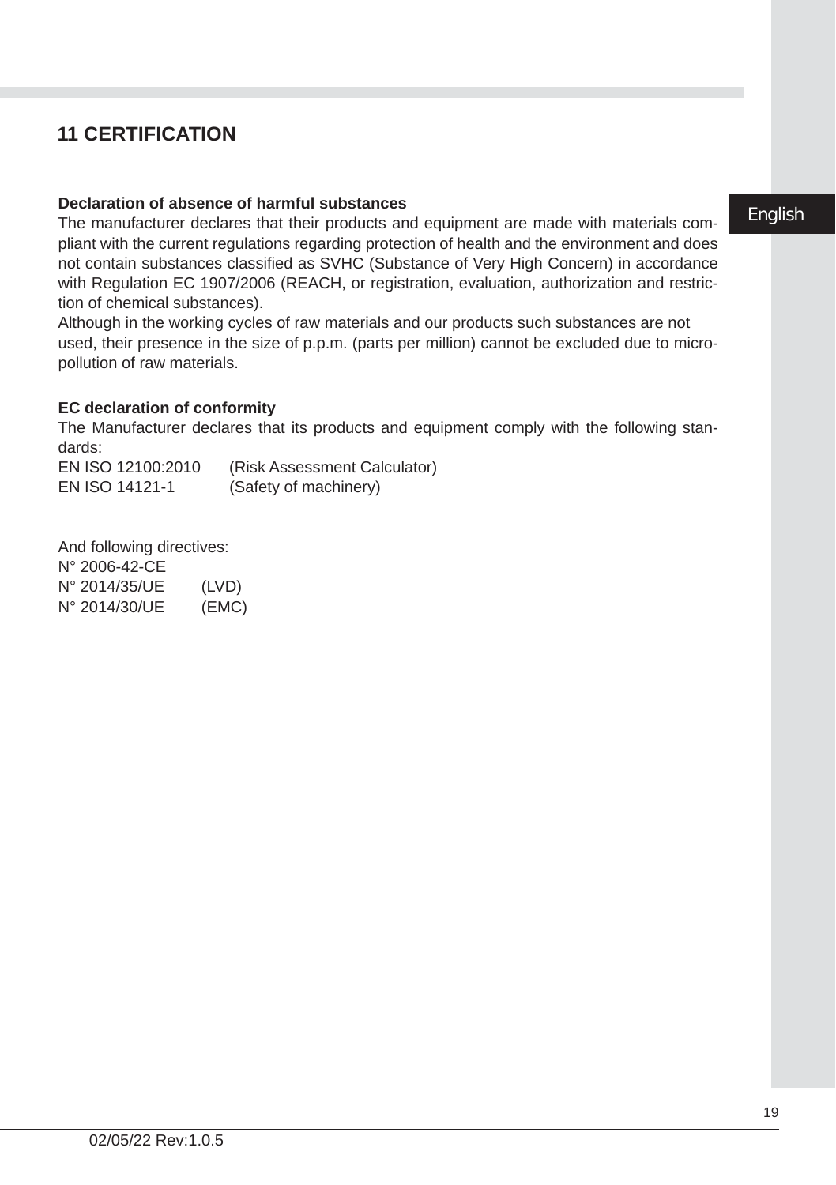## 11 CERTIFICATION

**Declaration of absence of harmful substances**

The manufacturer declares that their products and equipment are made with materials compliant with the current regulations regarding protection of health and the environment and does not contain substances classified as SVHC (Substance of Very High Concern) in accordance with Regulation EC 1907/2006 (REACH, or registration, evaluation, authorization and restriction of chemical substances).

Although in the working cycles of raw materials and our products such substances are not used, their presence in the size of p.p.m. (parts per million) cannot be excluded due to micro-pollution of raw materials.

**EC declaration of conformity**

The Manufacturer declares that its products and equipment comply with the following standards:

EN ISO 12100:2010 (Risk Assessment Calculator)
EN ISO 14121-1 (Safety of machinery)

And following directives:
N° 2006-42-CE
N° 2014/35/UE (LVD)
N° 2014/30/UE (EMC)

02/05/22 Rev:1.0.5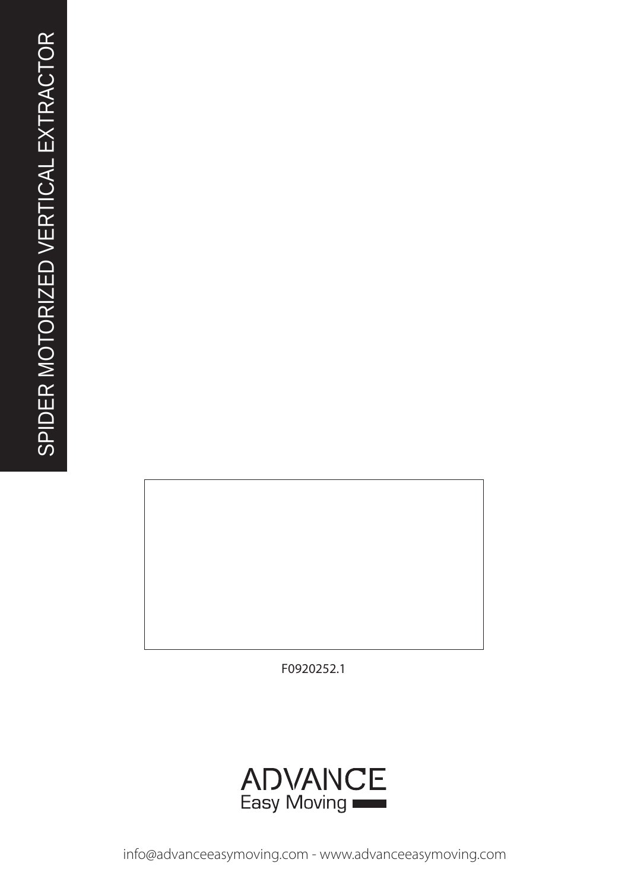SPIDER MOTORIZED VERTICAL EXTRACTOR

F0920252.1

ADVANCE
Easy Moving

info@advanceeasymoving.com - www.advanceeasymoving.com